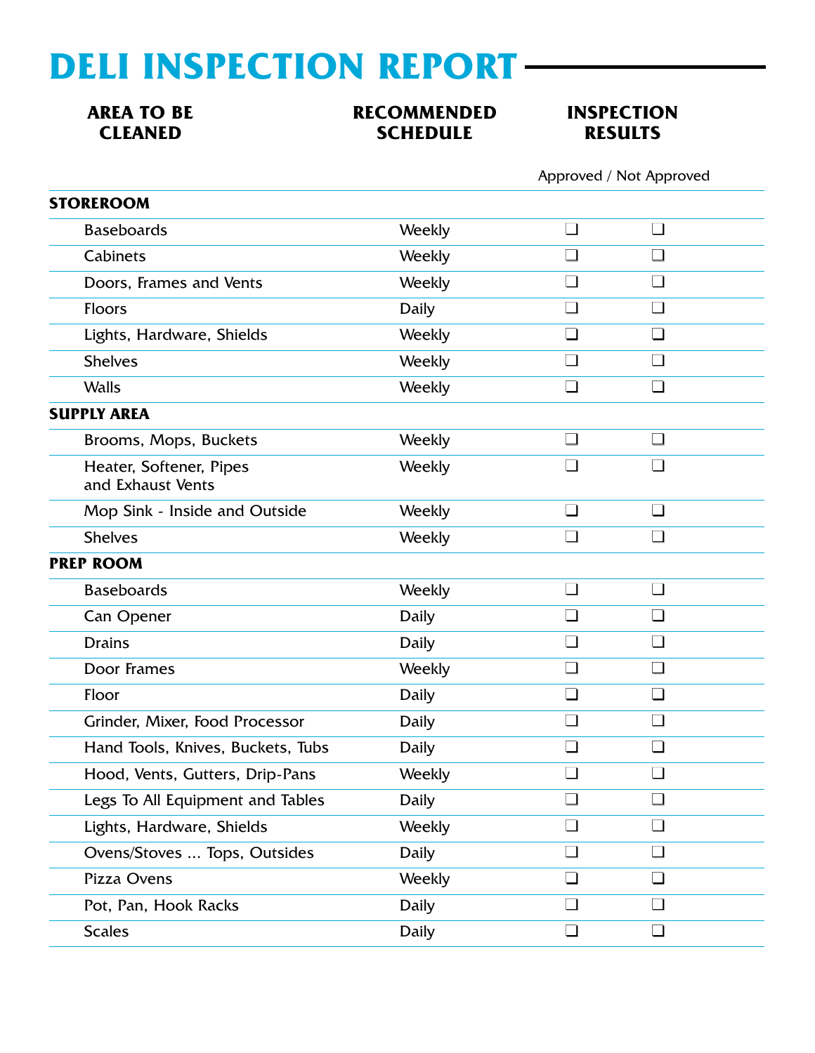# DELI INSPECTION REPORT

| AREA TO BE CLEANED | RECOMMENDED SCHEDULE | INSPECTION RESULTS | |
|---|---|---|---|
| | | Approved | Not Approved |
| **STOREROOM** | | | |
| Baseboards | Weekly | ❑ | ❑ |
| Cabinets | Weekly | ❑ | ❑ |
| Doors, Frames and Vents | Weekly | ❑ | ❑ |
| Floors | Daily | ❑ | ❑ |
| Lights, Hardware, Shields | Weekly | ❑ | ❑ |
| Shelves | Weekly | ❑ | ❑ |
| Walls | Weekly | ❑ | ❑ |
| **SUPPLY AREA** | | | |
| Brooms, Mops, Buckets | Weekly | ❑ | ❑ |
| Heater, Softener, Pipes and Exhaust Vents | Weekly | ❑ | ❑ |
| Mop Sink - Inside and Outside | Weekly | ❑ | ❑ |
| Shelves | Weekly | ❑ | ❑ |
| **PREP ROOM** | | | |
| Baseboards | Weekly | ❑ | ❑ |
| Can Opener | Daily | ❑ | ❑ |
| Drains | Daily | ❑ | ❑ |
| Door Frames | Weekly | ❑ | ❑ |
| Floor | Daily | ❑ | ❑ |
| Grinder, Mixer, Food Processor | Daily | ❑ | ❑ |
| Hand Tools, Knives, Buckets, Tubs | Daily | ❑ | ❑ |
| Hood, Vents, Gutters, Drip-Pans | Weekly | ❑ | ❑ |
| Legs To All Equipment and Tables | Daily | ❑ | ❑ |
| Lights, Hardware, Shields | Weekly | ❑ | ❑ |
| Ovens/Stoves ... Tops, Outsides | Daily | ❑ | ❑ |
| Pizza Ovens | Weekly | ❑ | ❑ |
| Pot, Pan, Hook Racks | Daily | ❑ | ❑ |
| Scales | Daily | ❑ | ❑ |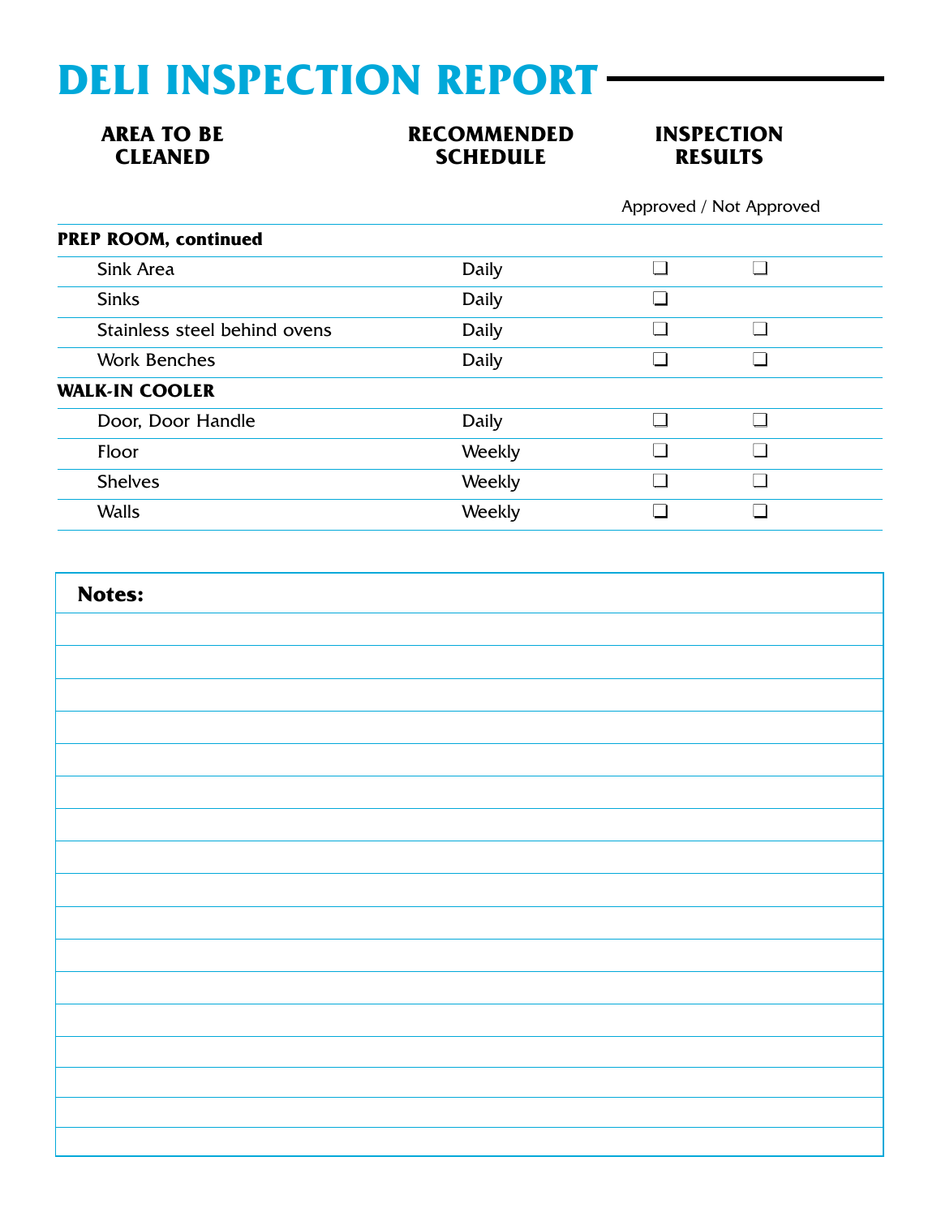# DELI INSPECTION REPORT

| AREA TO BE CLEANED | RECOMMENDED SCHEDULE | INSPECTION RESULTS | |
|---|---|---|---|
| | | Approved | Not Approved |
| **PREP ROOM, continued** | | | |
| Sink Area | Daily | ❑ | ❑ |
| Sinks | Daily | ❑ | |
| Stainless steel behind ovens | Daily | ❑ | ❑ |
| Work Benches | Daily | ❑ | ❑ |
| **WALK-IN COOLER** | | | |
| Door, Door Handle | Daily | ❑ | ❑ |
| Floor | Weekly | ❑ | ❑ |
| Shelves | Weekly | ❑ | ❑ |
| Walls | Weekly | ❑ | ❑ |

**Notes:**